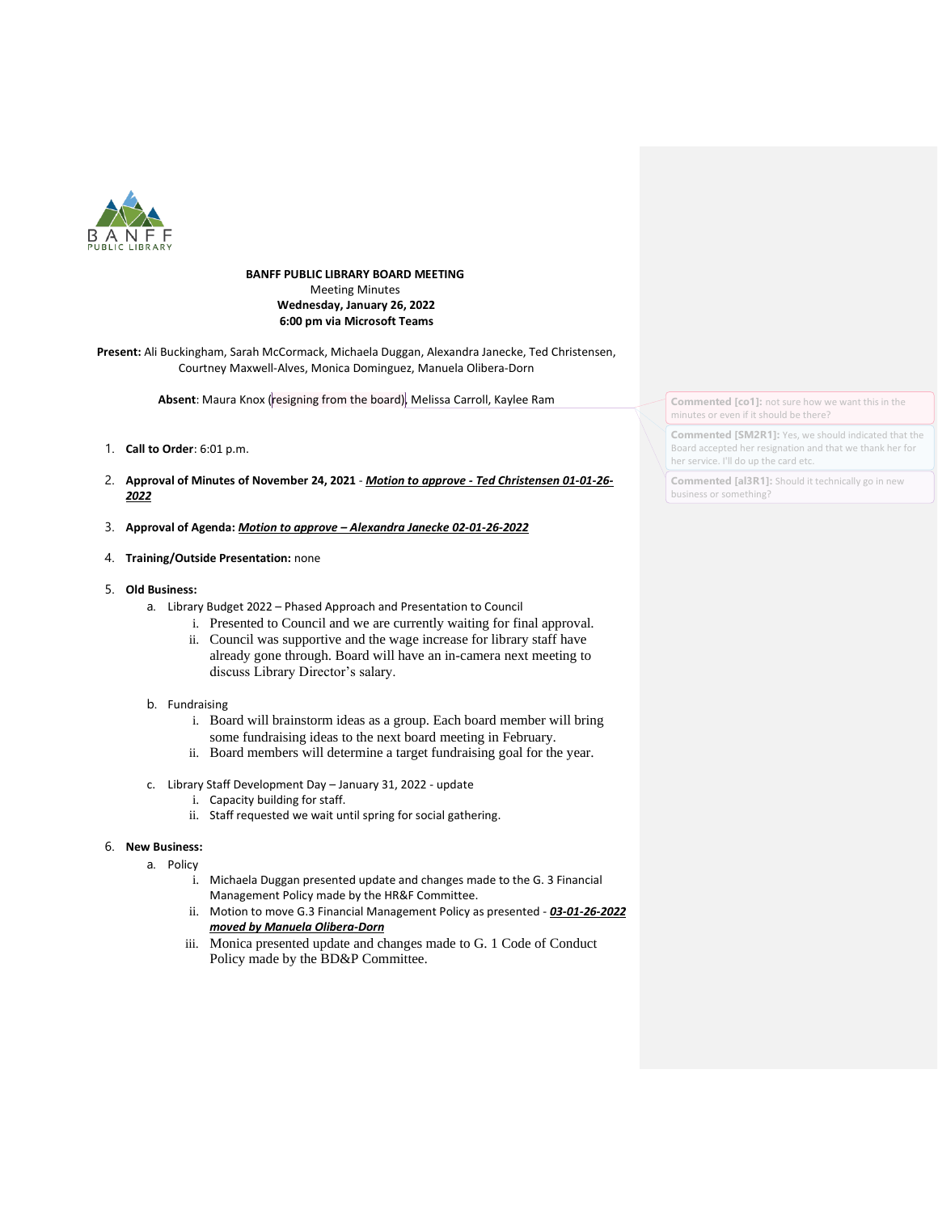**BANFF PUBLIC LIBRARY BOARD MEETING**
Meeting Minutes
**Wednesday, January 26, 2022**
**6:00 pm via Microsoft Teams**

**Present:** Ali Buckingham, Sarah McCormack, Michaela Duggan, Alexandra Janecke, Ted Christensen, Courtney Maxwell-Alves, Monica Dominguez, Manuela Olibera-Dorn

**Absent**: Maura Knox (resigning from the board), Melissa Carroll, Kaylee Ram

> **Commented [co1]:** not sure how we want this in the minutes or even if it should be there?
>
> **Commented [SM2R1]:** Yes, we should indicated that the Board accepted her resignation and that we thank her for her service. I'll do up the card etc.
>
> **Commented [al3R1]:** Should it technically go in new business or something?

1. **Call to Order**: 6:01 p.m.
2. **Approval of Minutes of November 24, 2021** - ***Motion to approve - Ted Christensen 01-01-26-2022***
3. **Approval of Agenda:** ***Motion to approve – Alexandra Janecke 02-01-26-2022***
4. **Training/Outside Presentation:** none
5. **Old Business:**
   a. Library Budget 2022 – Phased Approach and Presentation to Council
      i. Presented to Council and we are currently waiting for final approval.
      ii. Council was supportive and the wage increase for library staff have already gone through. Board will have an in-camera next meeting to discuss Library Director's salary.

   b. Fundraising
      i. Board will brainstorm ideas as a group. Each board member will bring some fundraising ideas to the next board meeting in February.
      ii. Board members will determine a target fundraising goal for the year.

   c. Library Staff Development Day – January 31, 2022 - update
      i. Capacity building for staff.
      ii. Staff requested we wait until spring for social gathering.

6. **New Business:**
   a. Policy
      i. Michaela Duggan presented update and changes made to the G. 3 Financial Management Policy made by the HR&F Committee.
      ii. Motion to move G.3 Financial Management Policy as presented - ***03-01-26-2022 moved by Manuela Olibera-Dorn***
      iii. Monica presented update and changes made to G. 1 Code of Conduct Policy made by the BD&P Committee.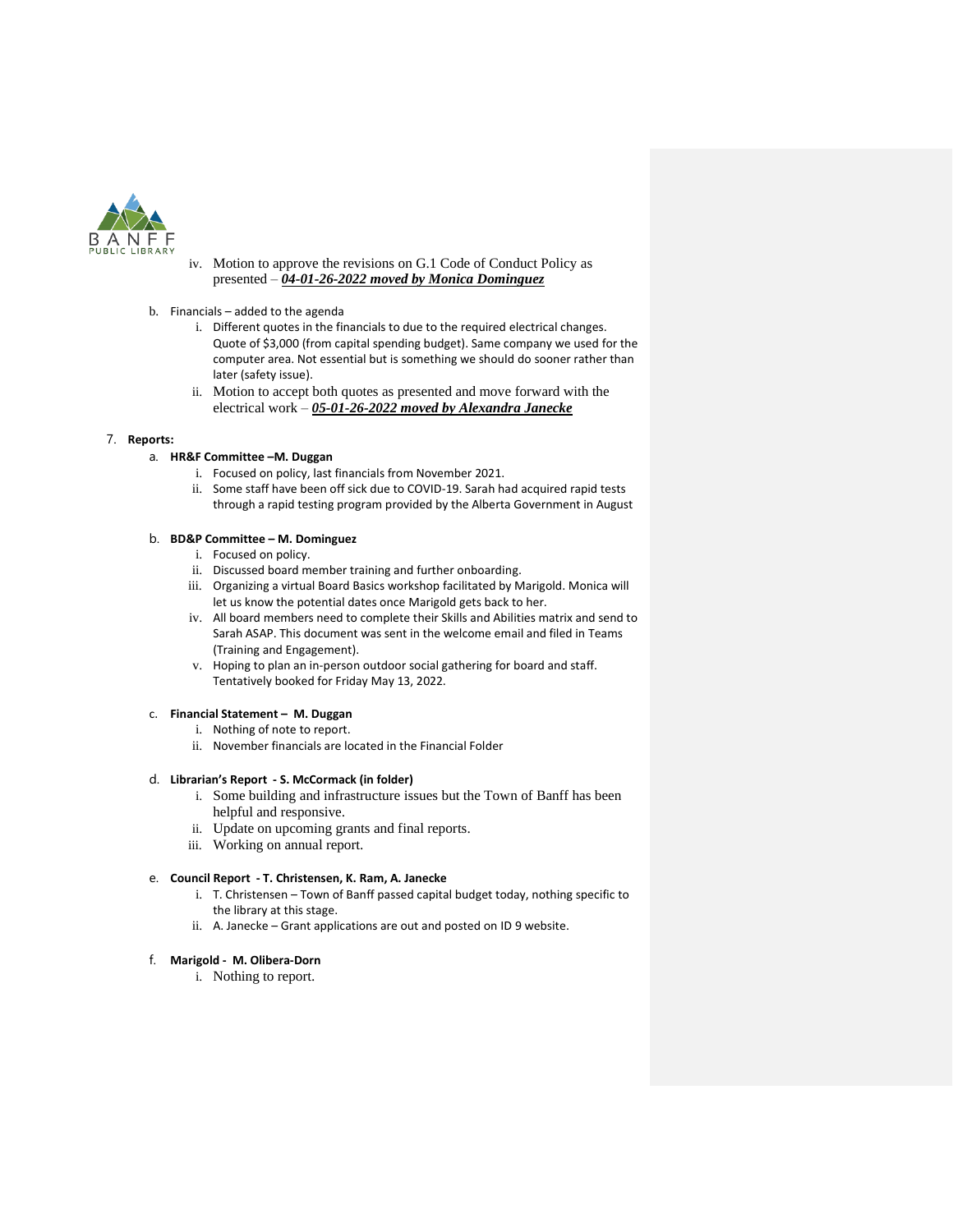iv. Motion to approve the revisions on G.1 Code of Conduct Policy as presented – ***04-01-26-2022 moved by Monica Dominguez***

b. Financials – added to the agenda

i. Different quotes in the financials to due to the required electrical changes. Quote of $3,000 (from capital spending budget). Same company we used for the computer area. Not essential but is something we should do sooner rather than later (safety issue).

ii. Motion to accept both quotes as presented and move forward with the electrical work – ***05-01-26-2022 moved by Alexandra Janecke***

7. **Reports:**

a. **HR&F Committee –M. Duggan**

i. Focused on policy, last financials from November 2021.

ii. Some staff have been off sick due to COVID-19. Sarah had acquired rapid tests through a rapid testing program provided by the Alberta Government in August

b. **BD&P Committee – M. Dominguez**

i. Focused on policy.

ii. Discussed board member training and further onboarding.

iii. Organizing a virtual Board Basics workshop facilitated by Marigold. Monica will let us know the potential dates once Marigold gets back to her.

iv. All board members need to complete their Skills and Abilities matrix and send to Sarah ASAP. This document was sent in the welcome email and filed in Teams (Training and Engagement).

v. Hoping to plan an in-person outdoor social gathering for board and staff. Tentatively booked for Friday May 13, 2022.

c. **Financial Statement – M. Duggan**

i. Nothing of note to report.

ii. November financials are located in the Financial Folder

d. **Librarian's Report - S. McCormack (in folder)**

i. Some building and infrastructure issues but the Town of Banff has been helpful and responsive.

ii. Update on upcoming grants and final reports.

iii. Working on annual report.

e. **Council Report - T. Christensen, K. Ram, A. Janecke**

i. T. Christensen – Town of Banff passed capital budget today, nothing specific to the library at this stage.

ii. A. Janecke – Grant applications are out and posted on ID 9 website.

f. **Marigold - M. Olibera-Dorn**

i. Nothing to report.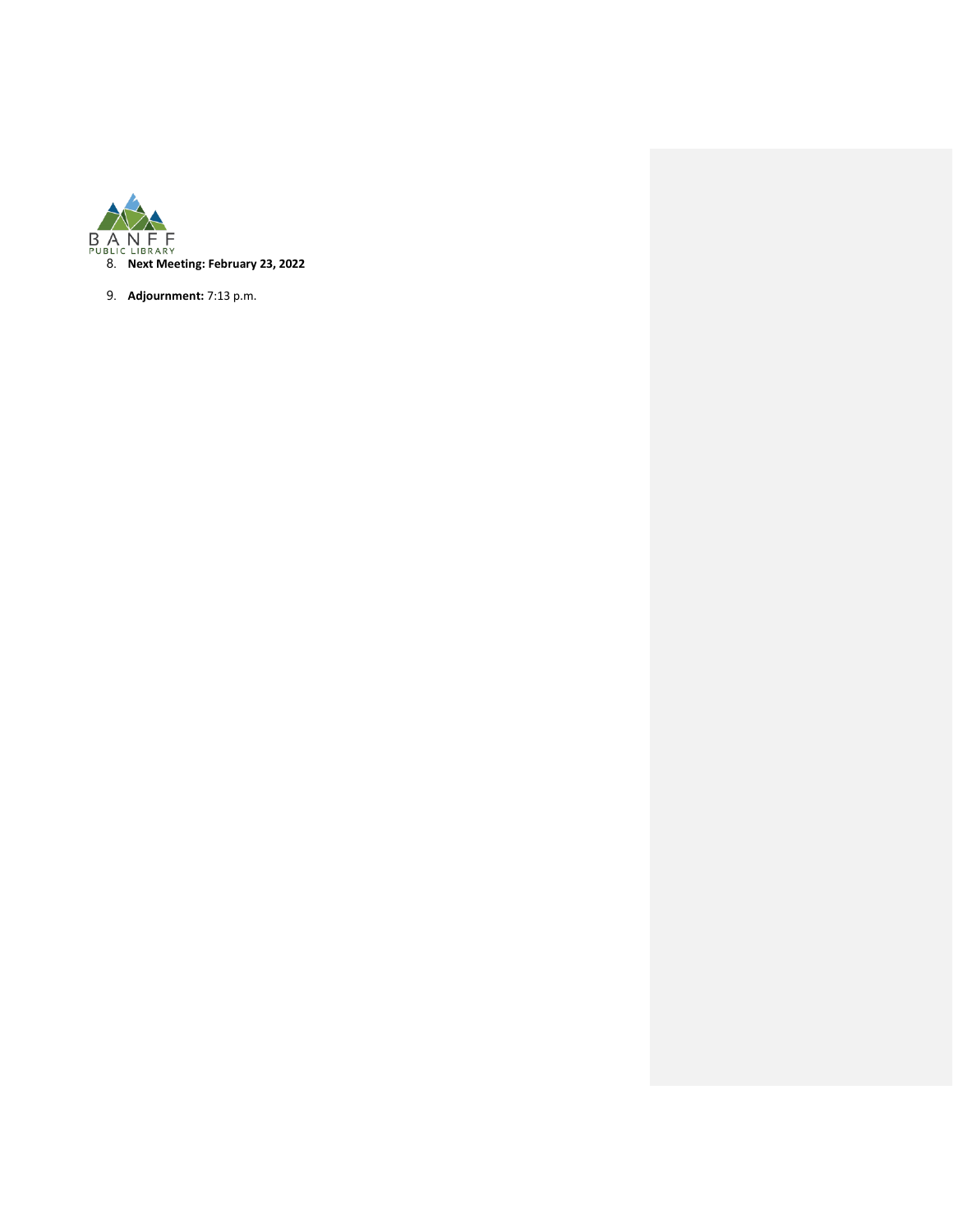8. **Next Meeting: February 23, 2022**

9. **Adjournment:** 7:13 p.m.